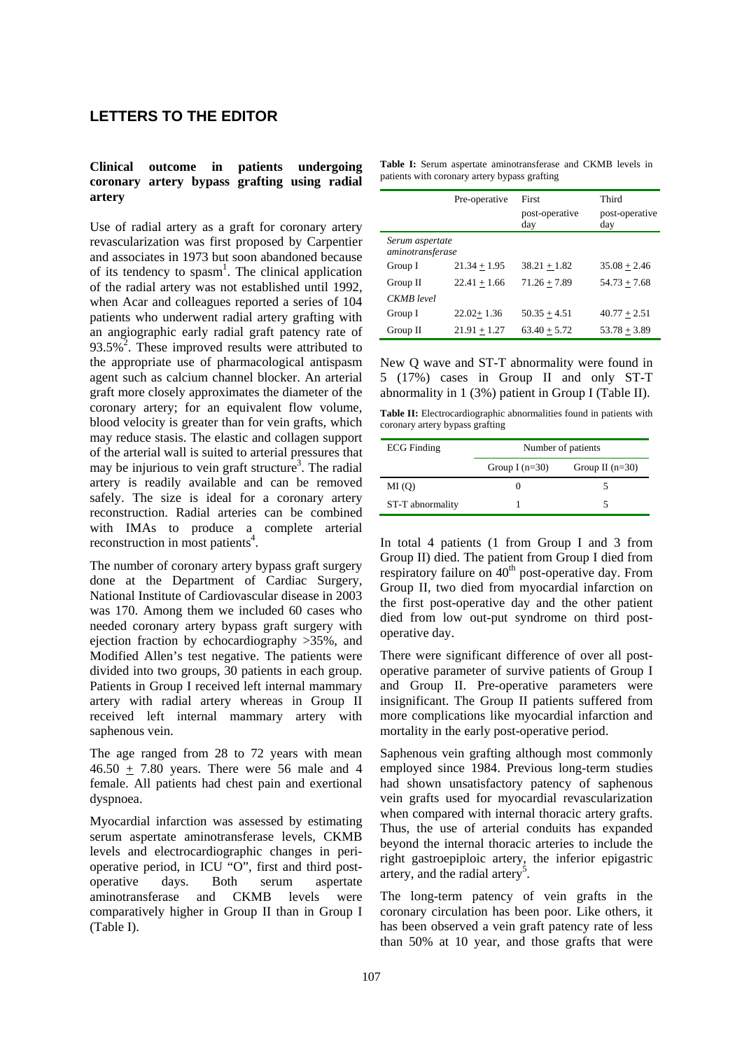## LETTERS TO THE EDITOR

### Clinical outcome in patients undergoing coronary artery bypass grafting using radial artery

Use of radial artery as a graft for coronary artery revascularization was first proposed by Carpentier and associates in 1973 but soon abandoned because of its tendency to spasm[1]. The clinical application of the radial artery was not established until 1992, when Acar and colleagues reported a series of 104 patients who underwent radial artery grafting with an angiographic early radial graft patency rate of 93.5%[2]. These improved results were attributed to the appropriate use of pharmacological antispasm agent such as calcium channel blocker. An arterial graft more closely approximates the diameter of the coronary artery; for an equivalent flow volume, blood velocity is greater than for vein grafts, which may reduce stasis. The elastic and collagen support of the arterial wall is suited to arterial pressures that may be injurious to vein graft structure[3]. The radial artery is readily available and can be removed safely. The size is ideal for a coronary artery reconstruction. Radial arteries can be combined with IMAs to produce a complete arterial reconstruction in most patients[4].

The number of coronary artery bypass graft surgery done at the Department of Cardiac Surgery, National Institute of Cardiovascular disease in 2003 was 170. Among them we included 60 cases who needed coronary artery bypass graft surgery with ejection fraction by echocardiography >35%, and Modified Allen's test negative. The patients were divided into two groups, 30 patients in each group. Patients in Group I received left internal mammary artery with radial artery whereas in Group II received left internal mammary artery with saphenous vein.

The age ranged from 28 to 72 years with mean 46.50 ± 7.80 years. There were 56 male and 4 female. All patients had chest pain and exertional dyspnoea.

Myocardial infarction was assessed by estimating serum aspertate aminotransferase levels, CKMB levels and electrocardiographic changes in peri-operative period, in ICU "O", first and third post-operative days. Both serum aspertate aminotransferase and CKMB levels were comparatively higher in Group II than in Group I (Table I).

**Table I:** Serum aspertate aminotransferase and CKMB levels in patients with coronary artery bypass grafting

| | Pre-operative | First post-operative day | Third post-operative day |
|---|---|---|---|
| *Serum aspertate aminotransferase* | | | |
| Group I | 21.34 ± 1.95 | 38.21 ± 1.82 | 35.08 ± 2.46 |
| Group II | 22.41 ± 1.66 | 71.26 ± 7.89 | 54.73 ± 7.68 |
| *CKMB level* | | | |
| Group I | 22.02± 1.36 | 50.35 ± 4.51 | 40.77 ± 2.51 |
| Group II | 21.91 ± 1.27 | 63.40 ± 5.72 | 53.78 ± 3.89 |

New Q wave and ST-T abnormality were found in 5 (17%) cases in Group II and only ST-T abnormality in 1 (3%) patient in Group I (Table II).

**Table II:** Electrocardiographic abnormalities found in patients with coronary artery bypass grafting

| ECG Finding | Number of patients | |
|---|---|---|
| | Group I (n=30) | Group II (n=30) |
| MI (Q) | 0 | 5 |
| ST-T abnormality | 1 | 5 |

In total 4 patients (1 from Group I and 3 from Group II) died. The patient from Group I died from respiratory failure on 40th post-operative day. From Group II, two died from myocardial infarction on the first post-operative day and the other patient died from low out-put syndrome on third post-operative day.

There were significant difference of over all post-operative parameter of survive patients of Group I and Group II. Pre-operative parameters were insignificant. The Group II patients suffered from more complications like myocardial infarction and mortality in the early post-operative period.

Saphenous vein grafting although most commonly employed since 1984. Previous long-term studies had shown unsatisfactory patency of saphenous vein grafts used for myocardial revascularization when compared with internal thoracic artery grafts. Thus, the use of arterial conduits has expanded beyond the internal thoracic arteries to include the right gastroepiploic artery, the inferior epigastric artery, and the radial artery[5].

The long-term patency of vein grafts in the coronary circulation has been poor. Like others, it has been observed a vein graft patency rate of less than 50% at 10 year, and those grafts that were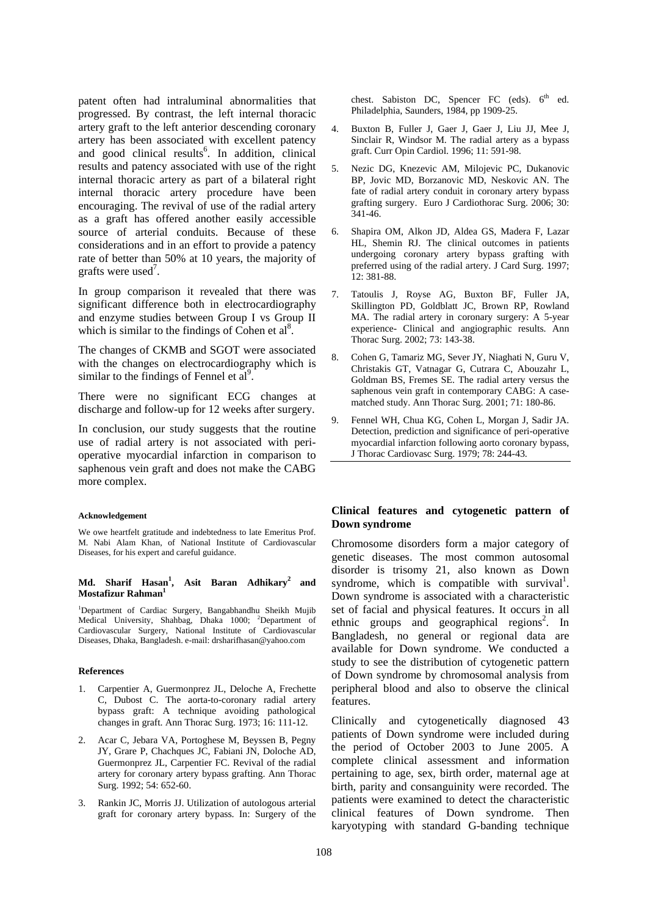patent often had intraluminal abnormalities that progressed. By contrast, the left internal thoracic artery graft to the left anterior descending coronary artery has been associated with excellent patency and good clinical results[6]. In addition, clinical results and patency associated with use of the right internal thoracic artery as part of a bilateral right internal thoracic artery procedure have been encouraging. The revival of use of the radial artery as a graft has offered another easily accessible source of arterial conduits. Because of these considerations and in an effort to provide a patency rate of better than 50% at 10 years, the majority of grafts were used[7].

In group comparison it revealed that there was significant difference both in electrocardiography and enzyme studies between Group I vs Group II which is similar to the findings of Cohen et al[8].

The changes of CKMB and SGOT were associated with the changes on electrocardiography which is similar to the findings of Fennel et al[9].

There were no significant ECG changes at discharge and follow-up for 12 weeks after surgery.

In conclusion, our study suggests that the routine use of radial artery is not associated with peri-operative myocardial infarction in comparison to saphenous vein graft and does not make the CABG more complex.

#### Acknowledgement

We owe heartfelt gratitude and indebtedness to late Emeritus Prof. M. Nabi Alam Khan, of National Institute of Cardiovascular Diseases, for his expert and careful guidance.

**Md. Sharif Hasan[1], Asit Baran Adhikary[2] and Mostafizur Rahman[1]**

[1]Department of Cardiac Surgery, Bangabhandhu Sheikh Mujib Medical University, Shahbag, Dhaka 1000; [2]Department of Cardiovascular Surgery, National Institute of Cardiovascular Diseases, Dhaka, Bangladesh. e-mail: drsharifhasan@yahoo.com

#### References

1. Carpentier A, Guermonprez JL, Deloche A, Frechette C, Dubost C. The aorta-to-coronary radial artery bypass graft: A technique avoiding pathological changes in graft. Ann Thorac Surg. 1973; 16: 111-12.
2. Acar C, Jebara VA, Portoghese M, Beyssen B, Pegny JY, Grare P, Chachques JC, Fabiani JN, Doloche AD, Guermonprez JL, Carpentier FC. Revival of the radial artery for coronary artery bypass grafting. Ann Thorac Surg. 1992; 54: 652-60.
3. Rankin JC, Morris JJ. Utilization of autologous arterial graft for coronary artery bypass. In: Surgery of the chest. Sabiston DC, Spencer FC (eds). 6th ed. Philadelphia, Saunders, 1984, pp 1909-25.
4. Buxton B, Fuller J, Gaer J, Gaer J, Liu JJ, Mee J, Sinclair R, Windsor M. The radial artery as a bypass graft. Curr Opin Cardiol. 1996; 11: 591-98.
5. Nezic DG, Knezevic AM, Milojevic PC, Dukanovic BP, Jovic MD, Borzanovic MD, Neskovic AN. The fate of radial artery conduit in coronary artery bypass grafting surgery. Euro J Cardiothorac Surg. 2006; 30: 341-46.
6. Shapira OM, Alkon JD, Aldea GS, Madera F, Lazar HL, Shemin RJ. The clinical outcomes in patients undergoing coronary artery bypass grafting with preferred using of the radial artery. J Card Surg. 1997; 12: 381-88.
7. Tatoulis J, Royse AG, Buxton BF, Fuller JA, Skillington PD, Goldblatt JC, Brown RP, Rowland MA. The radial artery in coronary surgery: A 5-year experience- Clinical and angiographic results. Ann Thorac Surg. 2002; 73: 143-38.
8. Cohen G, Tamariz MG, Sever JY, Niaghati N, Guru V, Christakis GT, Vatnagar G, Cutrara C, Abouzahr L, Goldman BS, Fremes SE. The radial artery versus the saphenous vein graft in contemporary CABG: A case-matched study. Ann Thorac Surg. 2001; 71: 180-86.
9. Fennel WH, Chua KG, Cohen L, Morgan J, Sadir JA. Detection, prediction and significance of peri-operative myocardial infarction following aorto coronary bypass, J Thorac Cardiovasc Surg. 1979; 78: 244-43.

### Clinical features and cytogenetic pattern of Down syndrome

Chromosome disorders form a major category of genetic diseases. The most common autosomal disorder is trisomy 21, also known as Down syndrome, which is compatible with survival[1]. Down syndrome is associated with a characteristic set of facial and physical features. It occurs in all ethnic groups and geographical regions[2]. In Bangladesh, no general or regional data are available for Down syndrome. We conducted a study to see the distribution of cytogenetic pattern of Down syndrome by chromosomal analysis from peripheral blood and also to observe the clinical features.

Clinically and cytogenetically diagnosed 43 patients of Down syndrome were included during the period of October 2003 to June 2005. A complete clinical assessment and information pertaining to age, sex, birth order, maternal age at birth, parity and consanguinity were recorded. The patients were examined to detect the characteristic clinical features of Down syndrome. Then karyotyping with standard G-banding technique